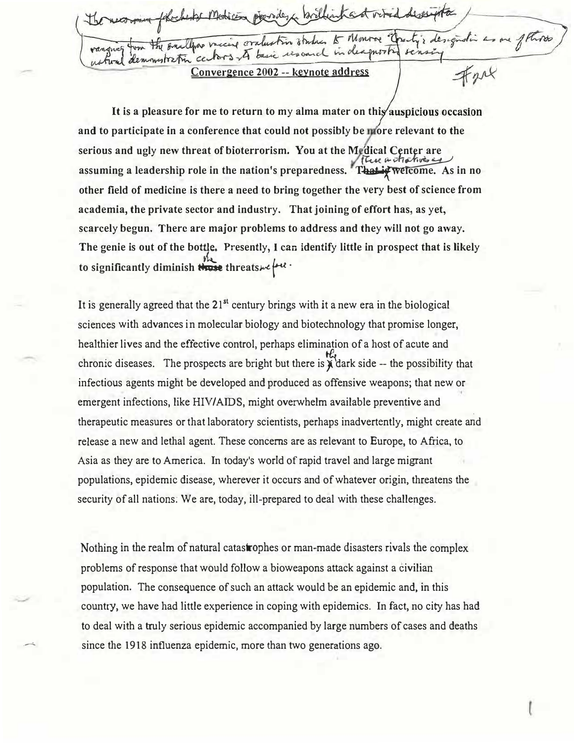The memory of Rochester Medicine provides a brilliant and vivid description ranging from the smallpox vaccine evaluation studies to Monroe County's designation as one of three national demonstration centers to basic research in diagnostic sensing

## Convergence 2002 -- keynote address

#224

**It is a pleasure for me to return to my alma mater on this auspicious occasion and to participate in a conference that could not possibly be more relevant to the serious and ugly new threat of bioterrorism. You at the Medical Center are assuming a leadership role in the nation's preparedness. These initiatives are welcome. As in no other field of medicine is there a need to bring together the very best of science from academia, the private sector and industry. That joining of effort has, as yet, scarcely begun. There are major problems to address and they will not go away. The genie is out of the bottle. Presently, I can identify little in prospect that is likely to significantly diminish the threats we face.**

It is generally agreed that the 21st century brings with it a new era in the biological sciences with advances in molecular biology and biotechnology that promise longer, healthier lives and the effective control, perhaps elimination of a host of acute and chronic diseases. The prospects are bright but there is the dark side -- the possibility that infectious agents might be developed and produced as offensive weapons; that new or emergent infections, like HIV/AIDS, might overwhelm available preventive and therapeutic measures or that laboratory scientists, perhaps inadvertently, might create and release a new and lethal agent. These concerns are as relevant to Europe, to Africa, to Asia as they are to America. In today's world of rapid travel and large migrant populations, epidemic disease, wherever it occurs and of whatever origin, threatens the security of all nations. We are, today, ill-prepared to deal with these challenges.

Nothing in the realm of natural catastrophes or man-made disasters rivals the complex problems of response that would follow a bioweapons attack against a civilian population. The consequence of such an attack would be an epidemic and, in this country, we have had little experience in coping with epidemics. In fact, no city has had to deal with a truly serious epidemic accompanied by large numbers of cases and deaths since the 1918 influenza epidemic, more than two generations ago.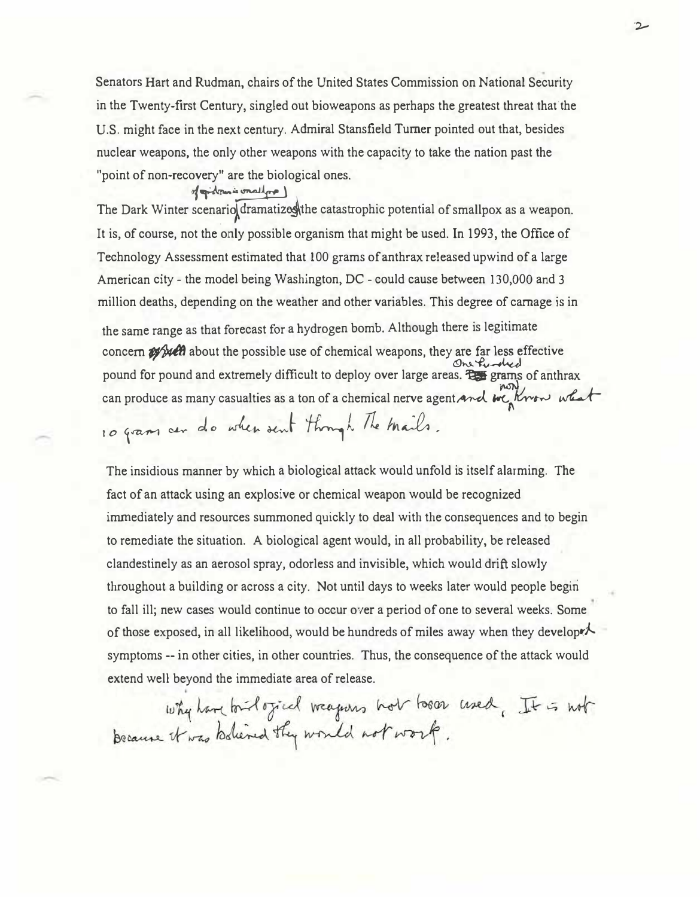Senators Hart and Rudman, chairs of the United States Commission on National Security in the Twenty-first Century, singled out bioweapons as perhaps the greatest threat that the U.S. might face in the next century. Admiral Stansfield Turner pointed out that, besides nuclear weapons, the only other weapons with the capacity to take the nation past the "point of non-recovery" are the biological ones.

The Dark Winter scenario (of epidemic smallpox) dramatized the catastrophic potential of smallpox as a weapon. It is, of course, not the only possible organism that might be used. In 1993, the Office of Technology Assessment estimated that 100 grams of anthrax released upwind of a large American city - the model being Washington, DC - could cause between 130,000 and 3 million deaths, depending on the weather and other variables. This degree of carnage is in the same range as that forecast for a hydrogen bomb. Although there is legitimate concern about the possible use of chemical weapons, they are far less effective pound for pound and extremely difficult to deploy over large areas. One hundred grams of anthrax can produce as many casualties as a ton of a chemical nerve agent and we now know what 10 grams can do when sent through the mails.

The insidious manner by which a biological attack would unfold is itself alarming. The fact of an attack using an explosive or chemical weapon would be recognized immediately and resources summoned quickly to deal with the consequences and to begin to remediate the situation. A biological agent would, in all probability, be released clandestinely as an aerosol spray, odorless and invisible, which would drift slowly throughout a building or across a city. Not until days to weeks later would people begin to fall ill; new cases would continue to occur over a period of one to several weeks. Some of those exposed, in all likelihood, would be hundreds of miles away when they developed symptoms -- in other cities, in other countries. Thus, the consequence of the attack would extend well beyond the immediate area of release.

Why have biological weapons not been used. It is not because it was believed they would not work.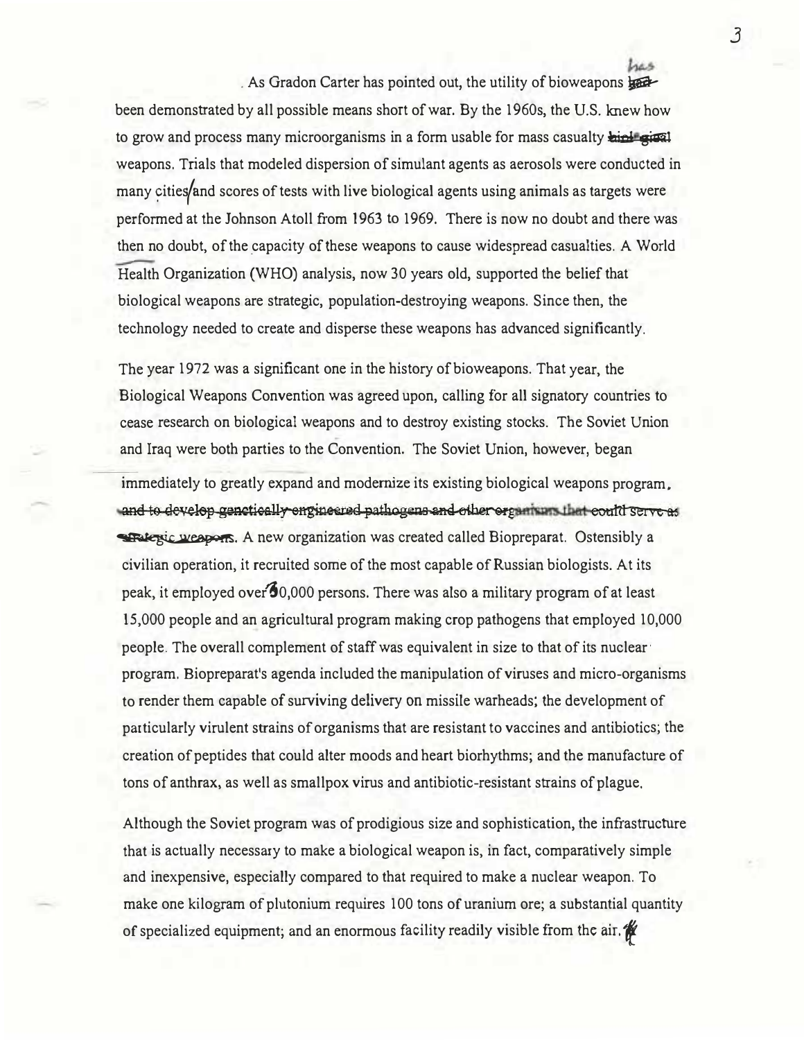. As Gradon Carter has pointed out, the utility of bioweapons ~~had~~ has been demonstrated by all possible means short of war. By the 1960s, the U.S. knew how to grow and process many microorganisms in a form usable for mass casualty ~~biological~~ weapons. Trials that modeled dispersion of simulant agents as aerosols were conducted in many cities, and scores of tests with live biological agents using animals as targets were performed at the Johnson Atoll from 1963 to 1969. There is now no doubt and there was then no doubt, of the capacity of these weapons to cause widespread casualties. A World Health Organization (WHO) analysis, now 30 years old, supported the belief that biological weapons are strategic, population-destroying weapons. Since then, the technology needed to create and disperse these weapons has advanced significantly.

The year 1972 was a significant one in the history of bioweapons. That year, the Biological Weapons Convention was agreed upon, calling for all signatory countries to cease research on biological weapons and to destroy existing stocks. The Soviet Union and Iraq were both parties to the Convention. The Soviet Union, however, began immediately to greatly expand and modernize its existing biological weapons program. ~~and to develop genetically-engineered pathogens and other organisms that could serve as strategic weapons.~~ A new organization was created called Biopreparat. Ostensibly a civilian operation, it recruited some of the most capable of Russian biologists. At its peak, it employed over 30,000 persons. There was also a military program of at least 15,000 people and an agricultural program making crop pathogens that employed 10,000 people. The overall complement of staff was equivalent in size to that of its nuclear program. Biopreparat's agenda included the manipulation of viruses and micro-organisms to render them capable of surviving delivery on missile warheads; the development of particularly virulent strains of organisms that are resistant to vaccines and antibiotics; the creation of peptides that could alter moods and heart biorhythms; and the manufacture of tons of anthrax, as well as smallpox virus and antibiotic-resistant strains of plague.

Although the Soviet program was of prodigious size and sophistication, the infrastructure that is actually necessary to make a biological weapon is, in fact, comparatively simple and inexpensive, especially compared to that required to make a nuclear weapon. To make one kilogram of plutonium requires 100 tons of uranium ore; a substantial quantity of specialized equipment; and an enormous facility readily visible from the air.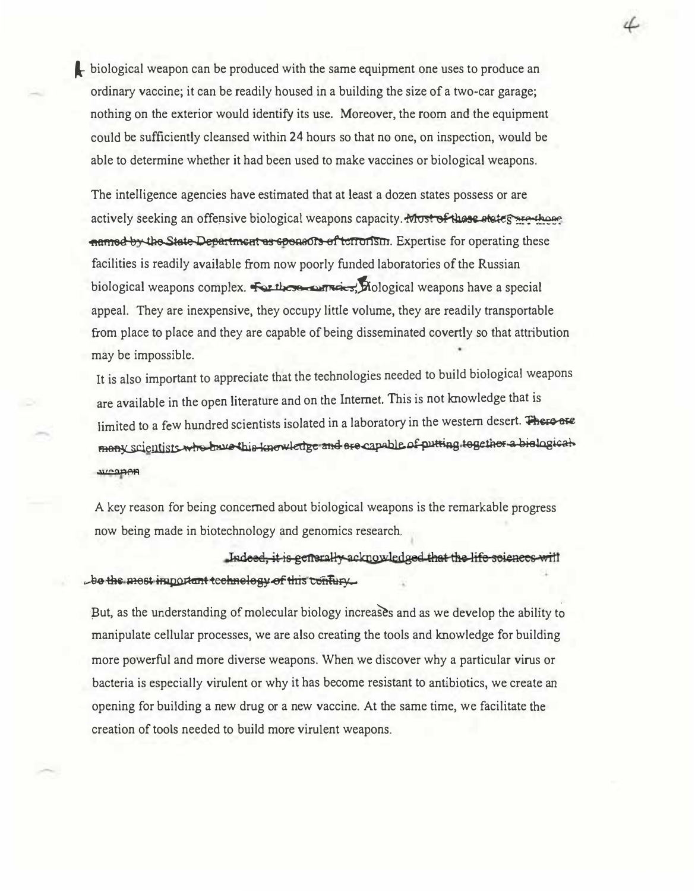A biological weapon can be produced with the same equipment one uses to produce an ordinary vaccine; it can be readily housed in a building the size of a two-car garage; nothing on the exterior would identify its use. Moreover, the room and the equipment could be sufficiently cleansed within 24 hours so that no one, on inspection, would be able to determine whether it had been used to make vaccines or biological weapons.

The intelligence agencies have estimated that at least a dozen states possess or are actively seeking an offensive biological weapons capacity. ~~Most of these states are those named by the State Department as sponsors of terrorism.~~ Expertise for operating these facilities is readily available from now poorly funded laboratories of the Russian biological weapons complex. ~~For these countries,~~ Biological weapons have a special appeal. They are inexpensive, they occupy little volume, they are readily transportable from place to place and they are capable of being disseminated covertly so that attribution may be impossible.

It is also important to appreciate that the technologies needed to build biological weapons are available in the open literature and on the Internet. This is not knowledge that is limited to a few hundred scientists isolated in a laboratory in the western desert. ~~There are many scientists who have this knowledge and are capable of putting together a biological weapon~~

A key reason for being concerned about biological weapons is the remarkable progress now being made in biotechnology and genomics research.

~~Indeed, it is generally acknowledged that the life sciences will be the most important technology of this century.~~

But, as the understanding of molecular biology increases and as we develop the ability to manipulate cellular processes, we are also creating the tools and knowledge for building more powerful and more diverse weapons. When we discover why a particular virus or bacteria is especially virulent or why it has become resistant to antibiotics, we create an opening for building a new drug or a new vaccine. At the same time, we facilitate the creation of tools needed to build more virulent weapons.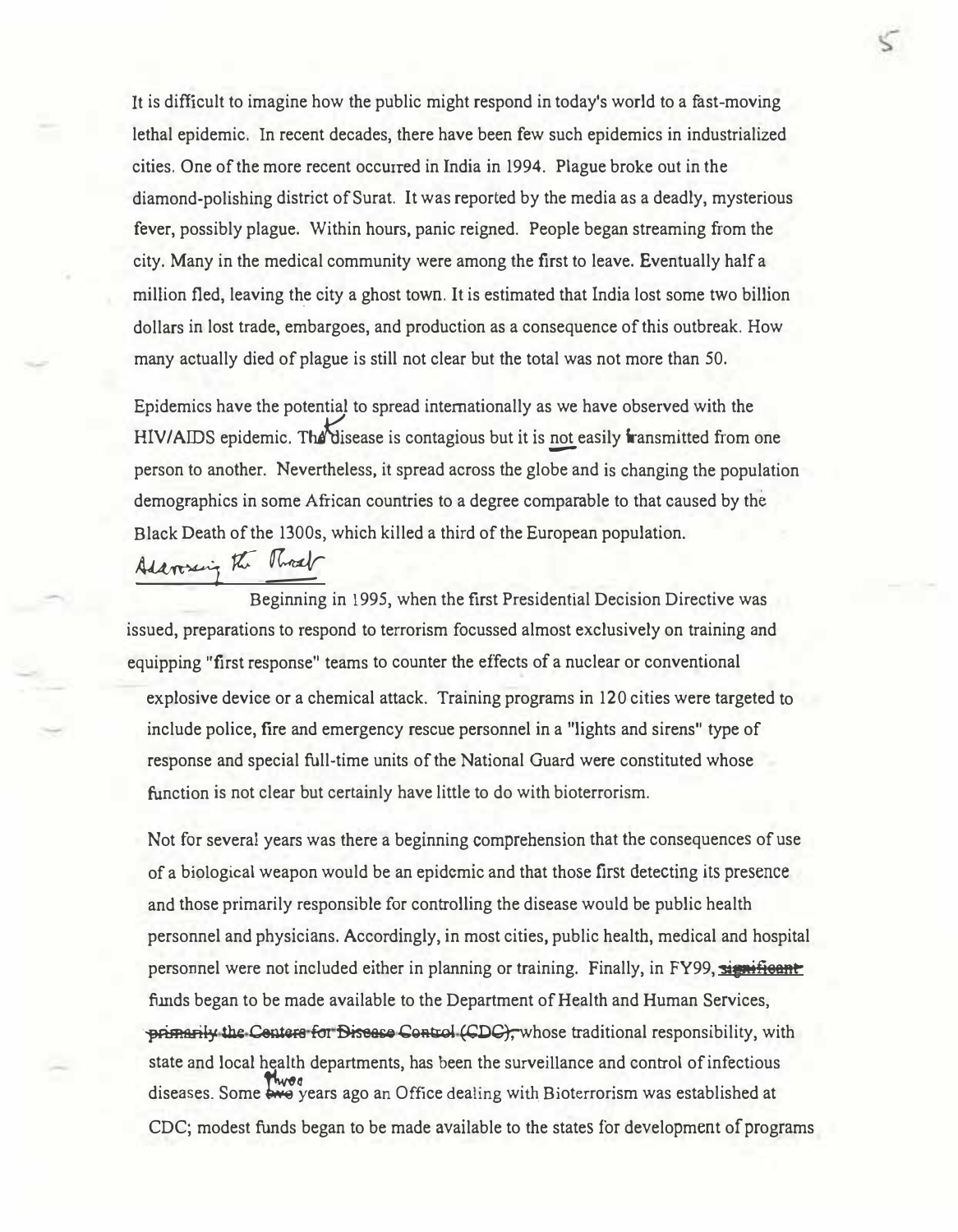It is difficult to imagine how the public might respond in today's world to a fast-moving lethal epidemic. In recent decades, there have been few such epidemics in industrialized cities. One of the more recent occurred in India in 1994. Plague broke out in the diamond-polishing district of Surat. It was reported by the media as a deadly, mysterious fever, possibly plague. Within hours, panic reigned. People began streaming from the city. Many in the medical community were among the first to leave. Eventually half a million fled, leaving the city a ghost town. It is estimated that India lost some two billion dollars in lost trade, embargoes, and production as a consequence of this outbreak. How many actually died of plague is still not clear but the total was not more than 50.

Epidemics have the potential to spread internationally as we have observed with the HIV/AIDS epidemic. The disease is contagious but it is not easily transmitted from one person to another. Nevertheless, it spread across the globe and is changing the population demographics in some African countries to a degree comparable to that caused by the Black Death of the 1300s, which killed a third of the European population.

## Addressing the Threat

Beginning in 1995, when the first Presidential Decision Directive was issued, preparations to respond to terrorism focussed almost exclusively on training and equipping "first response" teams to counter the effects of a nuclear or conventional explosive device or a chemical attack. Training programs in 120 cities were targeted to include police, fire and emergency rescue personnel in a "lights and sirens" type of response and special full-time units of the National Guard were constituted whose function is not clear but certainly have little to do with bioterrorism.

Not for several years was there a beginning comprehension that the consequences of use of a biological weapon would be an epidemic and that those first detecting its presence and those primarily responsible for controlling the disease would be public health personnel and physicians. Accordingly, in most cities, public health, medical and hospital personnel were not included either in planning or training. Finally, in FY99, ~~significant~~ funds began to be made available to the Department of Health and Human Services, ~~primarily the Centers for Disease Control (CDC),~~ whose traditional responsibility, with state and local health departments, has been the surveillance and control of infectious diseases. Some ~~two~~ three years ago an Office dealing with Bioterrorism was established at CDC; modest funds began to be made available to the states for development of programs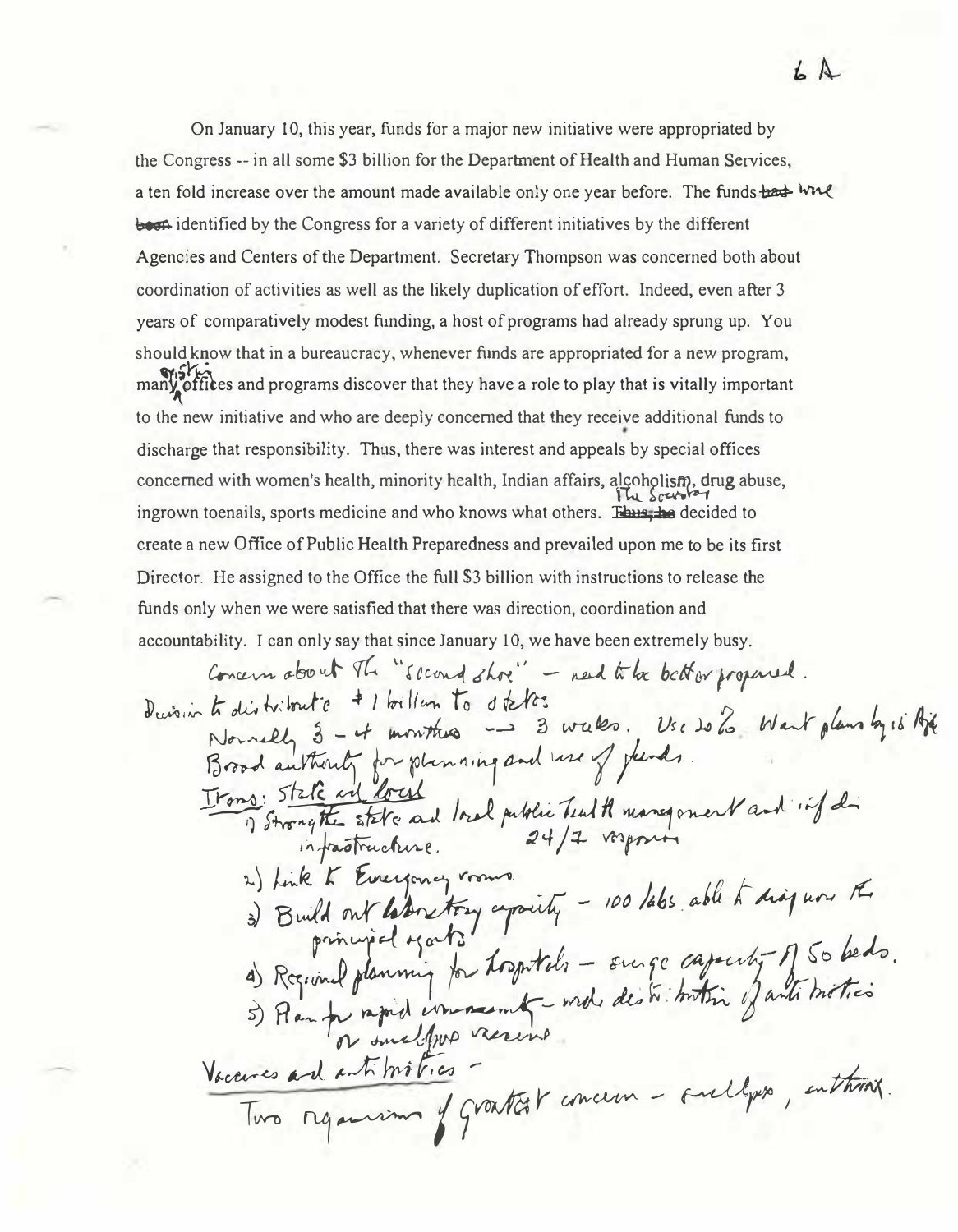6 A

On January 10, this year, funds for a major new initiative were appropriated by the Congress -- in all some $3 billion for the Department of Health and Human Services, a ten fold increase over the amount made available only one year before. The funds were identified by the Congress for a variety of different initiatives by the different Agencies and Centers of the Department. Secretary Thompson was concerned both about coordination of activities as well as the likely duplication of effort. Indeed, even after 3 years of comparatively modest funding, a host of programs had already sprung up. You should know that in a bureaucracy, whenever funds are appropriated for a new program, many existing offices and programs discover that they have a role to play that is vitally important to the new initiative and who are deeply concerned that they receive additional funds to discharge that responsibility. Thus, there was interest and appeals by special offices concerned with women's health, minority health, Indian affairs, alcoholism, drug abuse, ingrown toenails, sports medicine and who knows what others. The Secretary decided to create a new Office of Public Health Preparedness and prevailed upon me to be its first Director. He assigned to the Office the full $3 billion with instructions to release the funds only when we were satisfied that there was direction, coordination and accountability. I can only say that since January 10, we have been extremely busy.

Concern about the "second shoe" – need to be better prepared.

Decision to distribute $1 billion to states

Normally 3 – 4 months → 3 weeks. Use 20%. Want plans by 15 Apr

Broad authority for planning and use of funds.

Items: State and local

1) Strengthen state and local public health management and info dis infrastructure. 24/7 response

2) Link to Emergency rooms.

3) Build out laboratory capacity – 100 labs able to diagnose the principal agents

4) Regional planning for hospitals – surge capacity of 50 beds.

5) Plan for rapid announcement – mass distribution of antibiotics or smallpox vaccine

Vaccines and antibiotics –

Two organisms of greatest concern – smallpox, anthrax.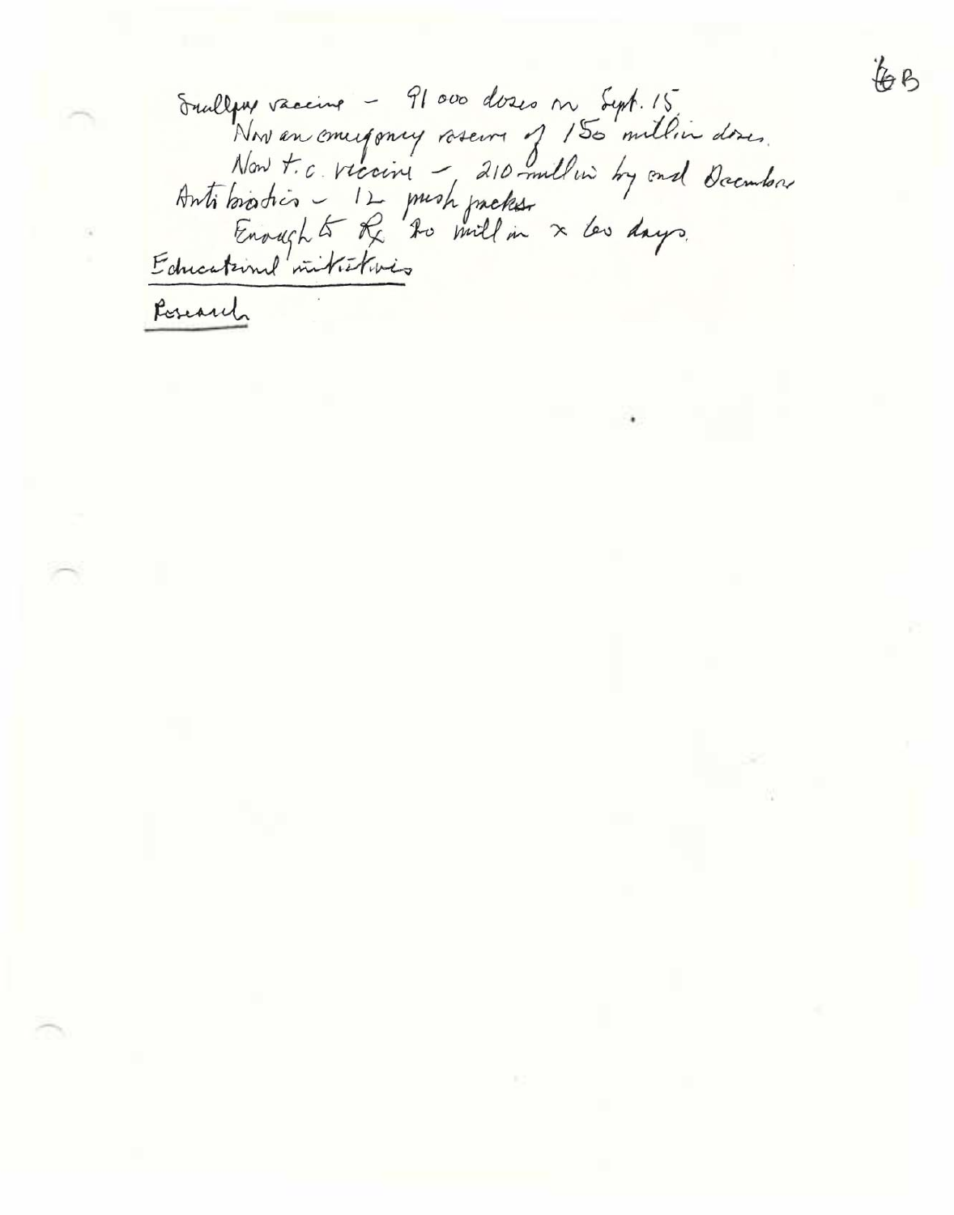Smallpox vaccine – 91 000 doses on Sept. 15

Now an emergency reserve of 150 million doses.

New t.c. vaccine – 210 million by end December

Antibiotics – 12 push packs

Enough to Rx 20 mill in x 60 days.

<u>Educational initiatives</u>

<u>Research</u>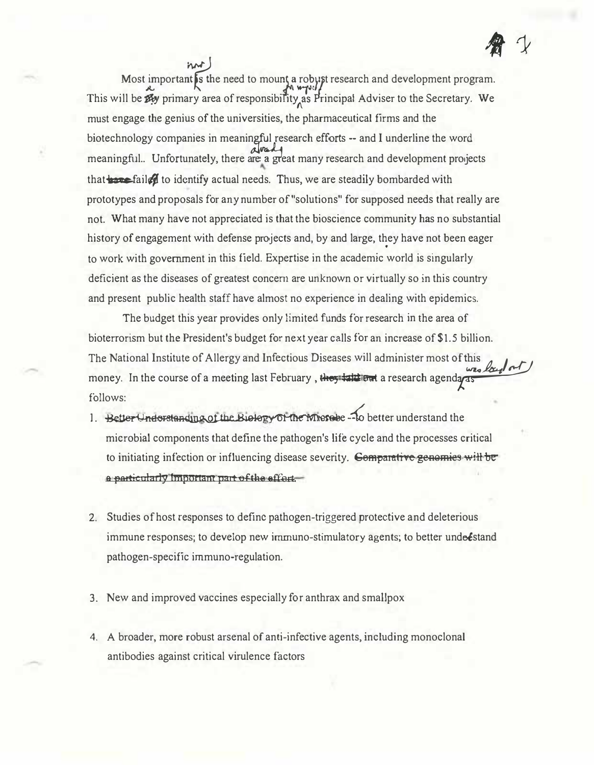Most important is the need to mount a robust research and development program. This will be my primary area of responsibility as Principal Adviser to the Secretary. We must engage the genius of the universities, the pharmaceutical firms and the biotechnology companies in meaningful research efforts -- and I underline the word meaningful.. Unfortunately, there are a great many research and development projects that have failed to identify actual needs. Thus, we are steadily bombarded with prototypes and proposals for any number of "solutions" for supposed needs that really are not. What many have not appreciated is that the bioscience community has no substantial history of engagement with defense projects and, by and large, they have not been eager to work with government in this field. Expertise in the academic world is singularly deficient as the diseases of greatest concern are unknown or virtually so in this country and present public health staff have almost no experience in dealing with epidemics.

The budget this year provides only limited funds for research in the area of bioterrorism but the President's budget for next year calls for an increase of $1.5 billion. The National Institute of Allergy and Infectious Diseases will administer most of this money. In the course of a meeting last February , they laid out a research agenda as follows:

1. ~~Better Understanding of the Biology of the Microbe~~ -- to better understand the microbial components that define the pathogen's life cycle and the processes critical to initiating infection or influencing disease severity. ~~Comparative genomics will be a particularly important part of the effort.~~

2. Studies of host responses to define pathogen-triggered protective and deleterious immune responses; to develop new immuno-stimulatory agents; to better understand pathogen-specific immuno-regulation.

3. New and improved vaccines especially for anthrax and smallpox

4. A broader, more robust arsenal of anti-infective agents, including monoclonal antibodies against critical virulence factors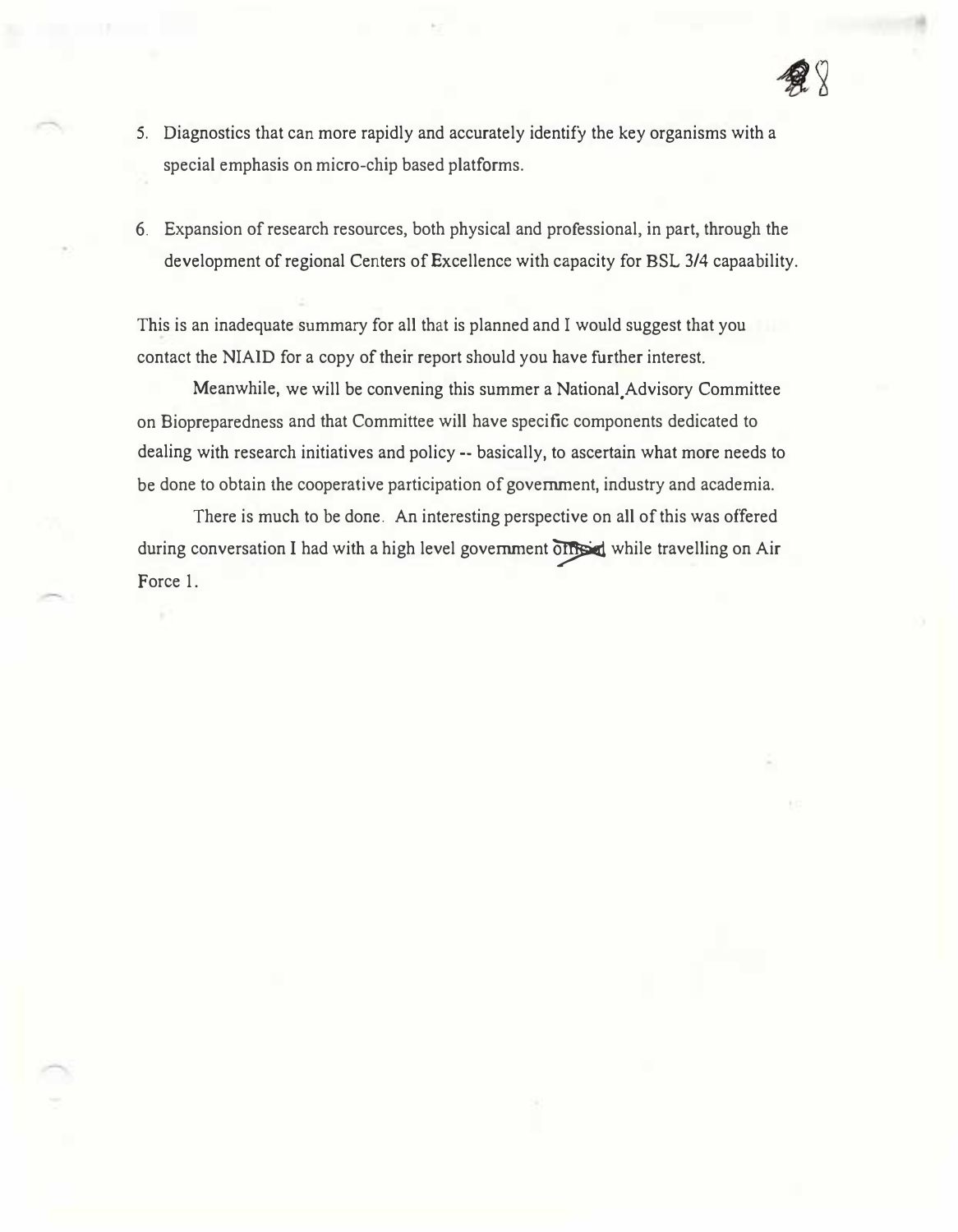5. Diagnostics that can more rapidly and accurately identify the key organisms with a special emphasis on micro-chip based platforms.

6. Expansion of research resources, both physical and professional, in part, through the development of regional Centers of Excellence with capacity for BSL 3/4 capaability.

This is an inadequate summary for all that is planned and I would suggest that you contact the NIAID for a copy of their report should you have further interest.

Meanwhile, we will be convening this summer a National Advisory Committee on Biopreparedness and that Committee will have specific components dedicated to dealing with research initiatives and policy -- basically, to ascertain what more needs to be done to obtain the cooperative participation of government, industry and academia.

There is much to be done. An interesting perspective on all of this was offered during conversation I had with a high level government ~~official~~ while travelling on Air Force 1.